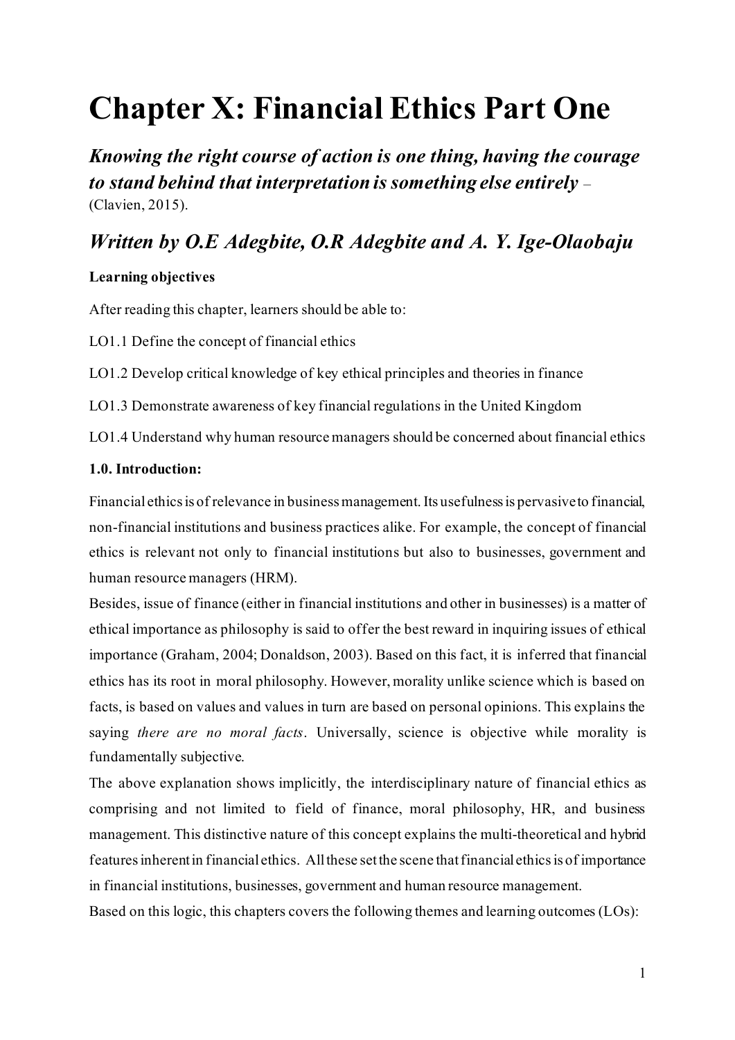# Chapter X: Financial Ethics Part One

***Knowing the right course of action is one thing, having the courage to stand behind that interpretation is something else entirely*** – (Clavien, 2015).

## *Written by O.E Adegbite, O.R Adegbite and A. Y. Ige-Olaobaju*

**Learning objectives**

After reading this chapter, learners should be able to:

LO1.1 Define the concept of financial ethics

LO1.2 Develop critical knowledge of key ethical principles and theories in finance

LO1.3 Demonstrate awareness of key financial regulations in the United Kingdom

LO1.4 Understand why human resource managers should be concerned about financial ethics

**1.0. Introduction:**

Financial ethics is of relevance in business management. Its usefulness is pervasive to financial, non-financial institutions and business practices alike. For example, the concept of financial ethics is relevant not only to financial institutions but also to businesses, government and human resource managers (HRM).

Besides, issue of finance (either in financial institutions and other in businesses) is a matter of ethical importance as philosophy is said to offer the best reward in inquiring issues of ethical importance (Graham, 2004; Donaldson, 2003). Based on this fact, it is inferred that financial ethics has its root in moral philosophy. However, morality unlike science which is based on facts, is based on values and values in turn are based on personal opinions. This explains the saying *there are no moral facts*. Universally, science is objective while morality is fundamentally subjective.

The above explanation shows implicitly, the interdisciplinary nature of financial ethics as comprising and not limited to field of finance, moral philosophy, HR, and business management. This distinctive nature of this concept explains the multi-theoretical and hybrid features inherent in financial ethics. All these set the scene that financial ethics is of importance in financial institutions, businesses, government and human resource management.

Based on this logic, this chapters covers the following themes and learning outcomes (LOs):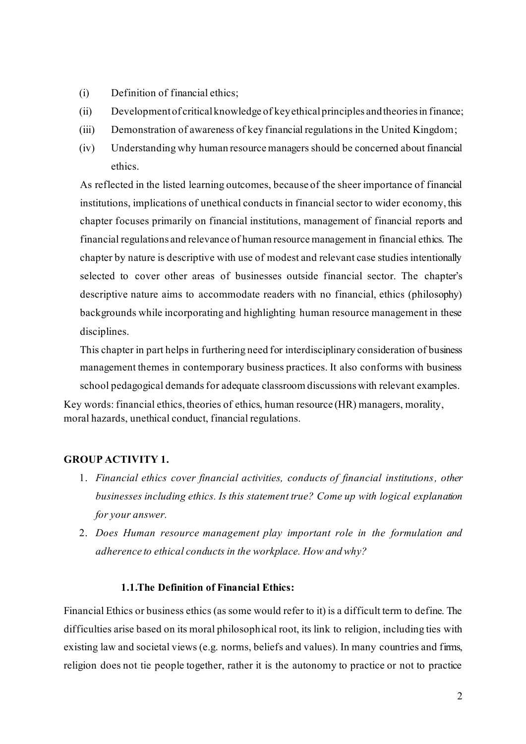(i) Definition of financial ethics;
(ii) Development of critical knowledge of key ethical principles and theories in finance;
(iii) Demonstration of awareness of key financial regulations in the United Kingdom;
(iv) Understanding why human resource managers should be concerned about financial ethics.

As reflected in the listed learning outcomes, because of the sheer importance of financial institutions, implications of unethical conducts in financial sector to wider economy, this chapter focuses primarily on financial institutions, management of financial reports and financial regulations and relevance of human resource management in financial ethics. The chapter by nature is descriptive with use of modest and relevant case studies intentionally selected to cover other areas of businesses outside financial sector. The chapter's descriptive nature aims to accommodate readers with no financial, ethics (philosophy) backgrounds while incorporating and highlighting human resource management in these disciplines.

This chapter in part helps in furthering need for interdisciplinary consideration of business management themes in contemporary business practices. It also conforms with business school pedagogical demands for adequate classroom discussions with relevant examples.

Key words: financial ethics, theories of ethics, human resource (HR) managers, morality, moral hazards, unethical conduct, financial regulations.

**GROUP ACTIVITY 1.**

1. *Financial ethics cover financial activities, conducts of financial institutions, other businesses including ethics. Is this statement true? Come up with logical explanation for your answer.*
2. *Does Human resource management play important role in the formulation and adherence to ethical conducts in the workplace. How and why?*

### 1.1. The Definition of Financial Ethics:

Financial Ethics or business ethics (as some would refer to it) is a difficult term to define. The difficulties arise based on its moral philosophical root, its link to religion, including ties with existing law and societal views (e.g. norms, beliefs and values). In many countries and firms, religion does not tie people together, rather it is the autonomy to practice or not to practice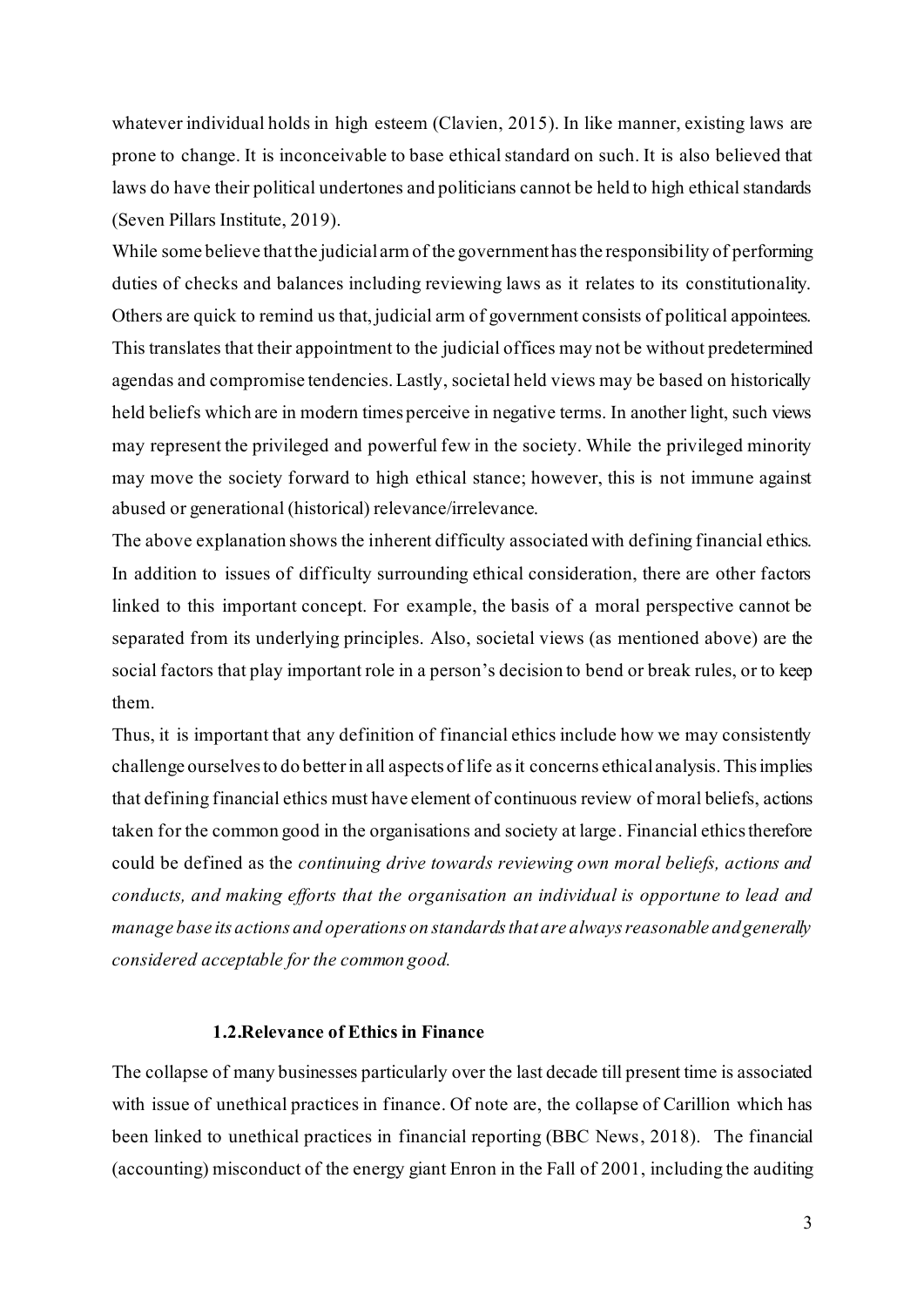whatever individual holds in high esteem (Clavien, 2015). In like manner, existing laws are prone to change. It is inconceivable to base ethical standard on such. It is also believed that laws do have their political undertones and politicians cannot be held to high ethical standards (Seven Pillars Institute, 2019).

While some believe that the judicial arm of the government has the responsibility of performing duties of checks and balances including reviewing laws as it relates to its constitutionality. Others are quick to remind us that, judicial arm of government consists of political appointees. This translates that their appointment to the judicial offices may not be without predetermined agendas and compromise tendencies. Lastly, societal held views may be based on historically held beliefs which are in modern times perceive in negative terms. In another light, such views may represent the privileged and powerful few in the society. While the privileged minority may move the society forward to high ethical stance; however, this is not immune against abused or generational (historical) relevance/irrelevance.

The above explanation shows the inherent difficulty associated with defining financial ethics. In addition to issues of difficulty surrounding ethical consideration, there are other factors linked to this important concept. For example, the basis of a moral perspective cannot be separated from its underlying principles. Also, societal views (as mentioned above) are the social factors that play important role in a person's decision to bend or break rules, or to keep them.

Thus, it is important that any definition of financial ethics include how we may consistently challenge ourselves to do better in all aspects of life as it concerns ethical analysis. This implies that defining financial ethics must have element of continuous review of moral beliefs, actions taken for the common good in the organisations and society at large. Financial ethics therefore could be defined as the *continuing drive towards reviewing own moral beliefs, actions and conducts, and making efforts that the organisation an individual is opportune to lead and manage base its actions and operations on standards that are always reasonable and generally considered acceptable for the common good.*

### 1.2. Relevance of Ethics in Finance

The collapse of many businesses particularly over the last decade till present time is associated with issue of unethical practices in finance. Of note are, the collapse of Carillion which has been linked to unethical practices in financial reporting (BBC News, 2018). The financial (accounting) misconduct of the energy giant Enron in the Fall of 2001, including the auditing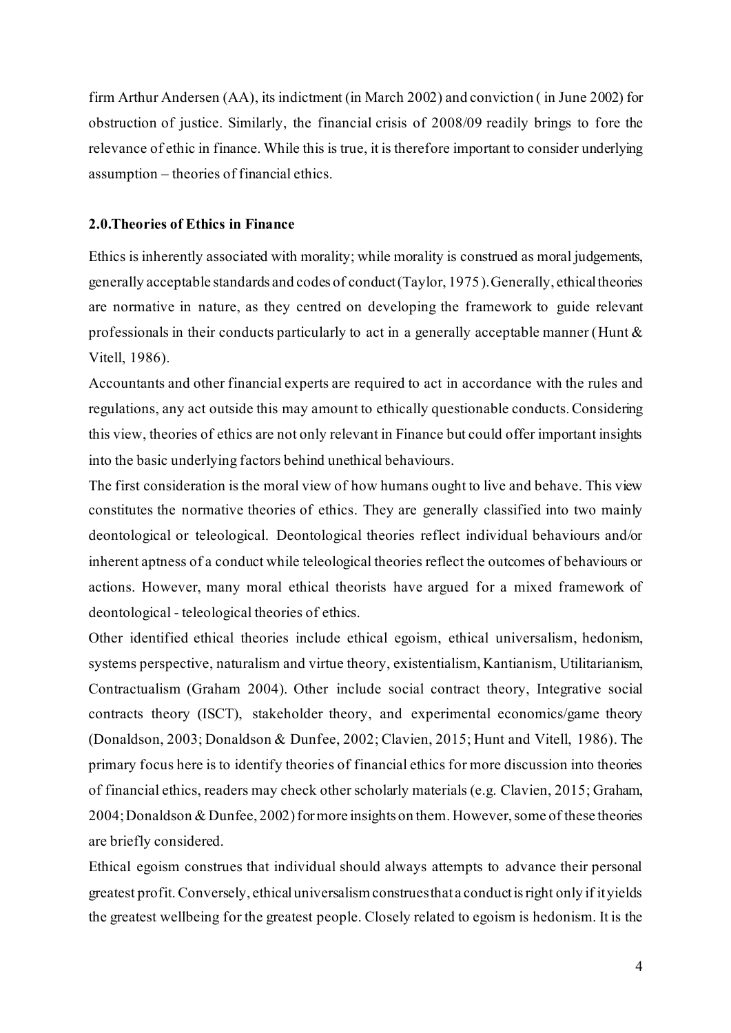firm Arthur Andersen (AA), its indictment (in March 2002) and conviction ( in June 2002) for obstruction of justice. Similarly, the financial crisis of 2008/09 readily brings to fore the relevance of ethic in finance. While this is true, it is therefore important to consider underlying assumption – theories of financial ethics.

## 2.0.Theories of Ethics in Finance

Ethics is inherently associated with morality; while morality is construed as moral judgements, generally acceptable standards and codes of conduct (Taylor, 1975). Generally, ethical theories are normative in nature, as they centred on developing the framework to guide relevant professionals in their conducts particularly to act in a generally acceptable manner (Hunt & Vitell, 1986).

Accountants and other financial experts are required to act in accordance with the rules and regulations, any act outside this may amount to ethically questionable conducts. Considering this view, theories of ethics are not only relevant in Finance but could offer important insights into the basic underlying factors behind unethical behaviours.

The first consideration is the moral view of how humans ought to live and behave. This view constitutes the normative theories of ethics. They are generally classified into two mainly deontological or teleological. Deontological theories reflect individual behaviours and/or inherent aptness of a conduct while teleological theories reflect the outcomes of behaviours or actions. However, many moral ethical theorists have argued for a mixed framework of deontological - teleological theories of ethics.

Other identified ethical theories include ethical egoism, ethical universalism, hedonism, systems perspective, naturalism and virtue theory, existentialism, Kantianism, Utilitarianism, Contractualism (Graham 2004). Other include social contract theory, Integrative social contracts theory (ISCT), stakeholder theory, and experimental economics/game theory (Donaldson, 2003; Donaldson & Dunfee, 2002; Clavien, 2015; Hunt and Vitell, 1986). The primary focus here is to identify theories of financial ethics for more discussion into theories of financial ethics, readers may check other scholarly materials (e.g. Clavien, 2015; Graham, 2004; Donaldson & Dunfee, 2002) for more insights on them. However, some of these theories are briefly considered.

Ethical egoism construes that individual should always attempts to advance their personal greatest profit. Conversely, ethical universalism construes that a conduct is right only if it yields the greatest wellbeing for the greatest people. Closely related to egoism is hedonism. It is the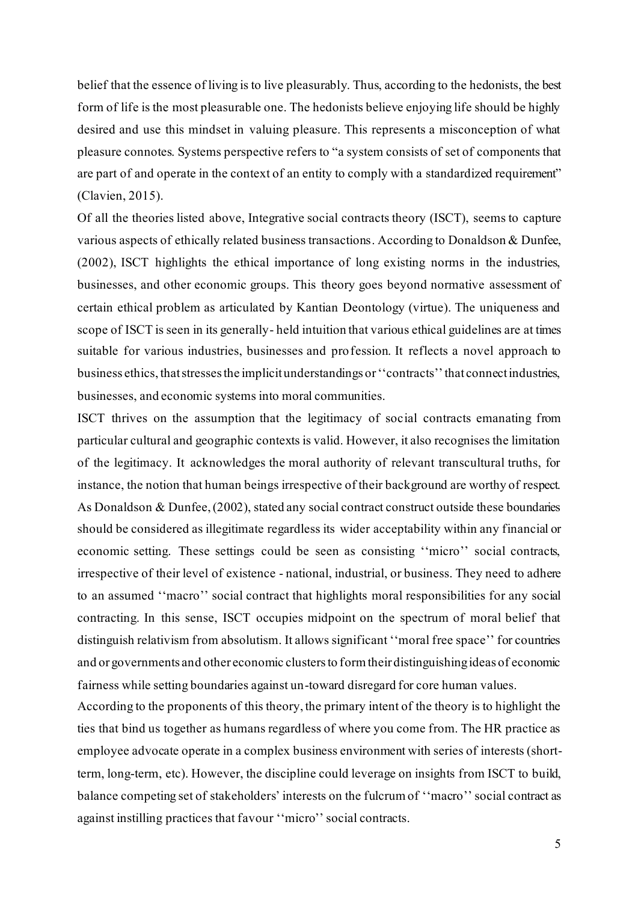belief that the essence of living is to live pleasurably. Thus, according to the hedonists, the best form of life is the most pleasurable one. The hedonists believe enjoying life should be highly desired and use this mindset in valuing pleasure. This represents a misconception of what pleasure connotes. Systems perspective refers to "a system consists of set of components that are part of and operate in the context of an entity to comply with a standardized requirement" (Clavien, 2015).

Of all the theories listed above, Integrative social contracts theory (ISCT), seems to capture various aspects of ethically related business transactions. According to Donaldson & Dunfee, (2002), ISCT highlights the ethical importance of long existing norms in the industries, businesses, and other economic groups. This theory goes beyond normative assessment of certain ethical problem as articulated by Kantian Deontology (virtue). The uniqueness and scope of ISCT is seen in its generally- held intuition that various ethical guidelines are at times suitable for various industries, businesses and profession. It reflects a novel approach to business ethics, that stresses the implicit understandings or ''contracts'' that connect industries, businesses, and economic systems into moral communities.

ISCT thrives on the assumption that the legitimacy of social contracts emanating from particular cultural and geographic contexts is valid. However, it also recognises the limitation of the legitimacy. It acknowledges the moral authority of relevant transcultural truths, for instance, the notion that human beings irrespective of their background are worthy of respect. As Donaldson & Dunfee, (2002), stated any social contract construct outside these boundaries should be considered as illegitimate regardless its wider acceptability within any financial or economic setting. These settings could be seen as consisting ''micro'' social contracts, irrespective of their level of existence - national, industrial, or business. They need to adhere to an assumed ''macro'' social contract that highlights moral responsibilities for any social contracting. In this sense, ISCT occupies midpoint on the spectrum of moral belief that distinguish relativism from absolutism. It allows significant ''moral free space'' for countries and or governments and other economic clusters to form their distinguishing ideas of economic fairness while setting boundaries against un-toward disregard for core human values.

According to the proponents of this theory, the primary intent of the theory is to highlight the ties that bind us together as humans regardless of where you come from. The HR practice as employee advocate operate in a complex business environment with series of interests (short-term, long-term, etc). However, the discipline could leverage on insights from ISCT to build, balance competing set of stakeholders' interests on the fulcrum of ''macro'' social contract as against instilling practices that favour ''micro'' social contracts.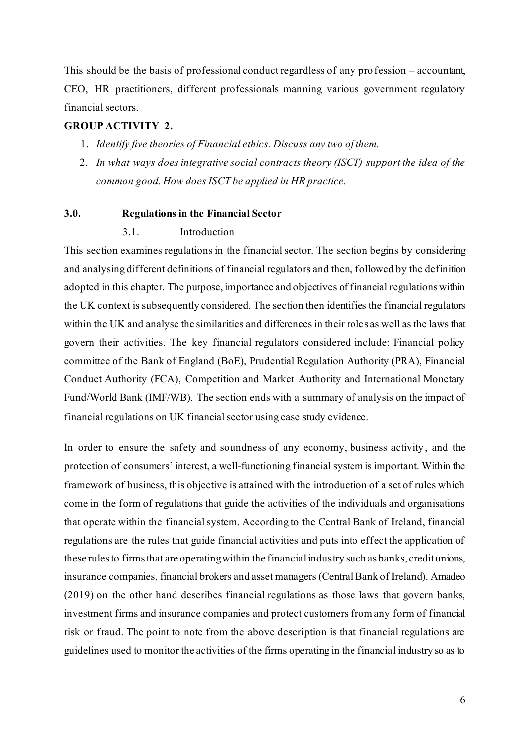This should be the basis of professional conduct regardless of any profession – accountant, CEO, HR practitioners, different professionals manning various government regulatory financial sectors.

**GROUP ACTIVITY 2.**

1. *Identify five theories of Financial ethics. Discuss any two of them.*
2. *In what ways does integrative social contracts theory (ISCT) support the idea of the common good. How does ISCT be applied in HR practice.*

## 3.0. Regulations in the Financial Sector

### 3.1. Introduction

This section examines regulations in the financial sector. The section begins by considering and analysing different definitions of financial regulators and then, followed by the definition adopted in this chapter. The purpose, importance and objectives of financial regulations within the UK context is subsequently considered. The section then identifies the financial regulators within the UK and analyse the similarities and differences in their roles as well as the laws that govern their activities. The key financial regulators considered include: Financial policy committee of the Bank of England (BoE), Prudential Regulation Authority (PRA), Financial Conduct Authority (FCA), Competition and Market Authority and International Monetary Fund/World Bank (IMF/WB). The section ends with a summary of analysis on the impact of financial regulations on UK financial sector using case study evidence.

In order to ensure the safety and soundness of any economy, business activity, and the protection of consumers' interest, a well-functioning financial system is important. Within the framework of business, this objective is attained with the introduction of a set of rules which come in the form of regulations that guide the activities of the individuals and organisations that operate within the financial system. According to the Central Bank of Ireland, financial regulations are the rules that guide financial activities and puts into effect the application of these rules to firms that are operating within the financial industry such as banks, credit unions, insurance companies, financial brokers and asset managers (Central Bank of Ireland). Amadeo (2019) on the other hand describes financial regulations as those laws that govern banks, investment firms and insurance companies and protect customers from any form of financial risk or fraud. The point to note from the above description is that financial regulations are guidelines used to monitor the activities of the firms operating in the financial industry so as to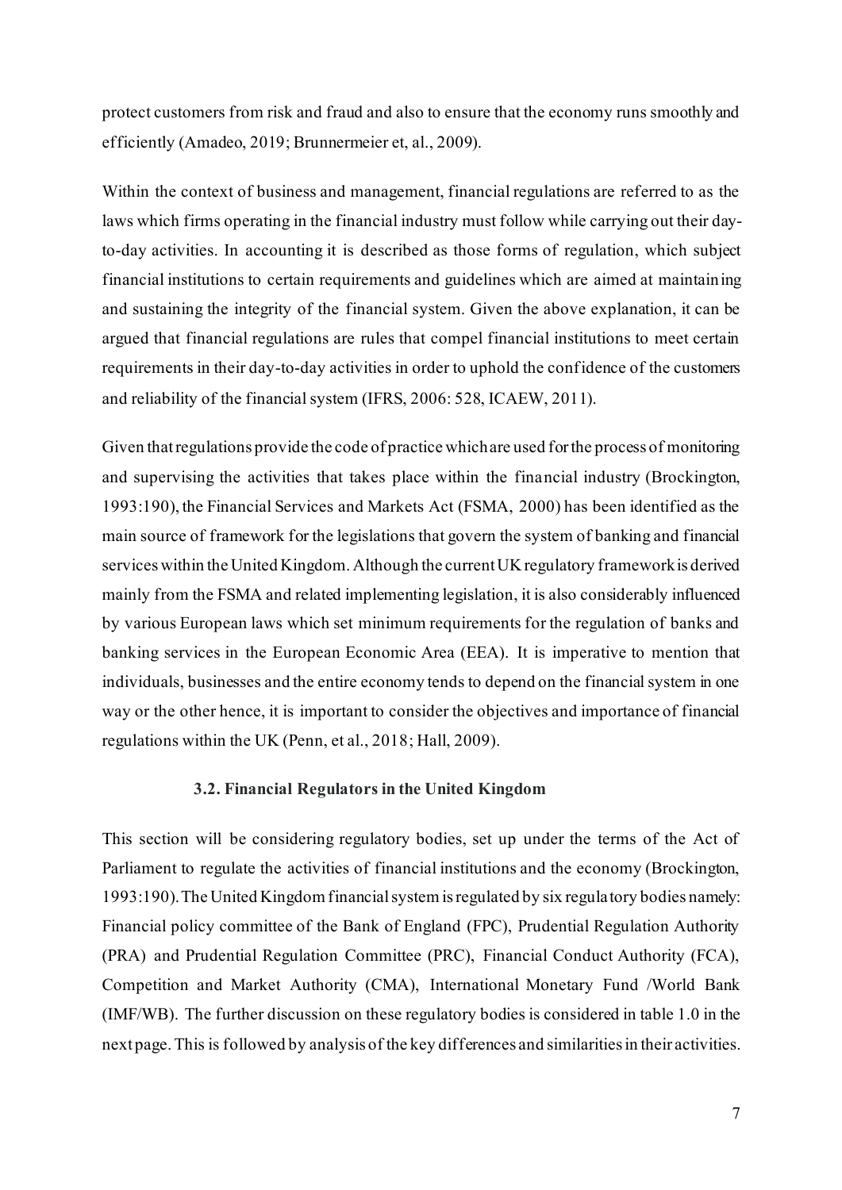protect customers from risk and fraud and also to ensure that the economy runs smoothly and efficiently (Amadeo, 2019; Brunnermeier et, al., 2009).

Within the context of business and management, financial regulations are referred to as the laws which firms operating in the financial industry must follow while carrying out their day-to-day activities. In accounting it is described as those forms of regulation, which subject financial institutions to certain requirements and guidelines which are aimed at maintaining and sustaining the integrity of the financial system. Given the above explanation, it can be argued that financial regulations are rules that compel financial institutions to meet certain requirements in their day-to-day activities in order to uphold the confidence of the customers and reliability of the financial system (IFRS, 2006: 528, ICAEW, 2011).

Given that regulations provide the code of practice which are used for the process of monitoring and supervising the activities that takes place within the financial industry (Brockington, 1993:190), the Financial Services and Markets Act (FSMA, 2000) has been identified as the main source of framework for the legislations that govern the system of banking and financial services within the United Kingdom. Although the current UK regulatory framework is derived mainly from the FSMA and related implementing legislation, it is also considerably influenced by various European laws which set minimum requirements for the regulation of banks and banking services in the European Economic Area (EEA). It is imperative to mention that individuals, businesses and the entire economy tends to depend on the financial system in one way or the other hence, it is important to consider the objectives and importance of financial regulations within the UK (Penn, et al., 2018; Hall, 2009).

### 3.2. Financial Regulators in the United Kingdom

This section will be considering regulatory bodies, set up under the terms of the Act of Parliament to regulate the activities of financial institutions and the economy (Brockington, 1993:190). The United Kingdom financial system is regulated by six regulatory bodies namely: Financial policy committee of the Bank of England (FPC), Prudential Regulation Authority (PRA) and Prudential Regulation Committee (PRC), Financial Conduct Authority (FCA), Competition and Market Authority (CMA), International Monetary Fund /World Bank (IMF/WB). The further discussion on these regulatory bodies is considered in table 1.0 in the next page. This is followed by analysis of the key differences and similarities in their activities.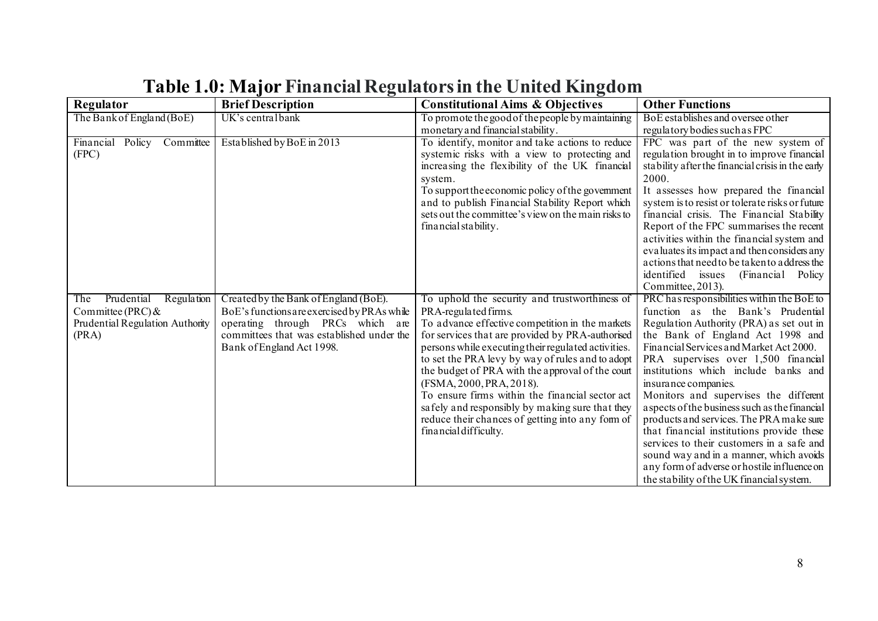# Table 1.0: Major Financial Regulators in the United Kingdom

| Regulator | Brief Description | Constitutional Aims & Objectives | Other Functions |
|---|---|---|---|
| The Bank of England (BoE) | UK's central bank | To promote the good of the people by maintaining monetary and financial stability. | BoE establishes and oversee other regulatory bodies such as FPC |
| Financial Policy Committee (FPC) | Established by BoE in 2013 | To identify, monitor and take actions to reduce systemic risks with a view to protecting and increasing the flexibility of the UK financial system.<br>To support the economic policy of the government and to publish Financial Stability Report which sets out the committee's view on the main risks to financial stability. | FPC was part of the new system of regulation brought in to improve financial stability after the financial crisis in the early 2000.<br>It assesses how prepared the financial system is to resist or tolerate risks or future financial crisis. The Financial Stability Report of the FPC summarises the recent activities within the financial system and evaluates its impact and then considers any actions that need to be taken to address the identified issues (Financial Policy Committee, 2013). |
| The Prudential Regulation Committee (PRC) & Prudential Regulation Authority (PRA) | Created by the Bank of England (BoE).<br>BoE's functions are exercised by PRAs while operating through PRCs which are committees that was established under the Bank of England Act 1998. | To uphold the security and trustworthiness of PRA-regulated firms.<br>To advance effective competition in the markets for services that are provided by PRA-authorised persons while executing their regulated activities. to set the PRA levy by way of rules and to adopt the budget of PRA with the approval of the court (FSMA, 2000, PRA, 2018).<br>To ensure firms within the financial sector act safely and responsibly by making sure that they reduce their chances of getting into any form of financial difficulty. | PRC has responsibilities within the BoE to function as the Bank's Prudential Regulation Authority (PRA) as set out in the Bank of England Act 1998 and Financial Services and Market Act 2000.<br>PRA supervises over 1,500 financial institutions which include banks and insurance companies.<br>Monitors and supervises the different aspects of the business such as the financial products and services. The PRA make sure that financial institutions provide these services to their customers in a safe and sound way and in a manner, which avoids any form of adverse or hostile influence on the stability of the UK financial system. |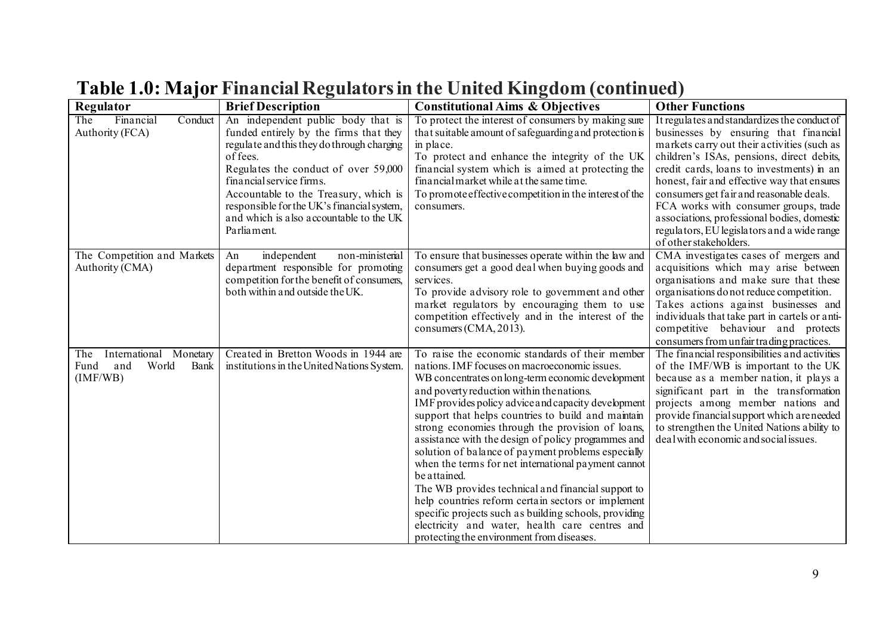# Table 1.0: Major Financial Regulators in the United Kingdom (continued)

| Regulator | Brief Description | Constitutional Aims & Objectives | Other Functions |
|---|---|---|---|
| The Financial Conduct Authority (FCA) | An independent public body that is funded entirely by the firms that they regulate and this they do through charging of fees. Regulates the conduct of over 59,000 financial service firms. Accountable to the Treasury, which is responsible for the UK's financial system, and which is also accountable to the UK Parliament. | To protect the interest of consumers by making sure that suitable amount of safeguarding and protection is in place. To protect and enhance the integrity of the UK financial system which is aimed at protecting the financial market while at the same time. To promote effective competition in the interest of the consumers. | It regulates and standardizes the conduct of businesses by ensuring that financial markets carry out their activities (such as children's ISAs, pensions, direct debits, credit cards, loans to investments) in an honest, fair and effective way that ensures consumers get fair and reasonable deals. FCA works with consumer groups, trade associations, professional bodies, domestic regulators, EU legislators and a wide range of other stakeholders. |
| The Competition and Markets Authority (CMA) | An independent non-ministerial department responsible for promoting competition for the benefit of consumers, both within and outside the UK. | To ensure that businesses operate within the law and consumers get a good deal when buying goods and services. To provide advisory role to government and other market regulators by encouraging them to use competition effectively and in the interest of the consumers (CMA, 2013). | CMA investigates cases of mergers and acquisitions which may arise between organisations and make sure that these organisations do not reduce competition. Takes actions against businesses and individuals that take part in cartels or anti-competitive behaviour and protects consumers from unfair trading practices. |
| The International Monetary Fund and World Bank (IMF/WB) | Created in Bretton Woods in 1944 are institutions in the United Nations System. | To raise the economic standards of their member nations. IMF focuses on macroeconomic issues. WB concentrates on long-term economic development and poverty reduction within the nations. IMF provides policy advice and capacity development support that helps countries to build and maintain strong economies through the provision of loans, assistance with the design of policy programmes and solution of balance of payment problems especially when the terms for net international payment cannot be attained. The WB provides technical and financial support to help countries reform certain sectors or implement specific projects such as building schools, providing electricity and water, health care centres and protecting the environment from diseases. | The financial responsibilities and activities of the IMF/WB is important to the UK because as a member nation, it plays a significant part in the transformation projects among member nations and provide financial support which are needed to strengthen the United Nations ability to deal with economic and social issues. |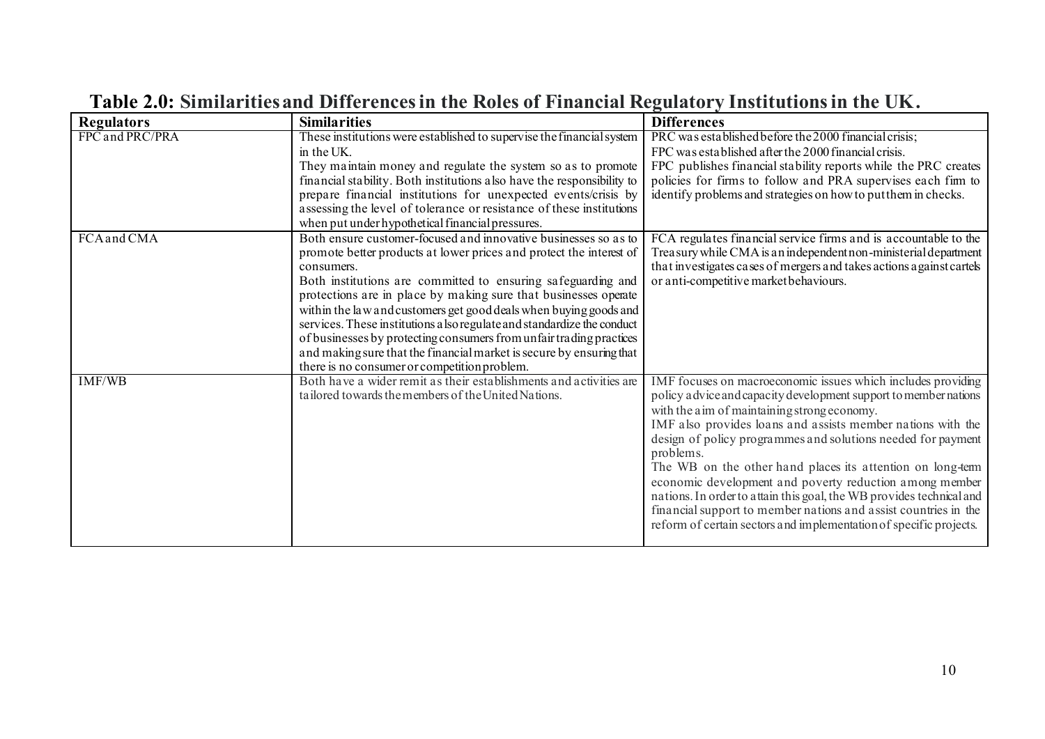**Table 2.0: Similarities and Differences in the Roles of Financial Regulatory Institutions in the UK.**

| Regulators | Similarities | Differences |
|---|---|---|
| FPC and PRC/PRA | These institutions were established to supervise the financial system in the UK. They maintain money and regulate the system so as to promote financial stability. Both institutions also have the responsibility to prepare financial institutions for unexpected events/crisis by assessing the level of tolerance or resistance of these institutions when put under hypothetical financial pressures. | PRC was established before the 2000 financial crisis; FPC was established after the 2000 financial crisis. FPC publishes financial stability reports while the PRC creates policies for firms to follow and PRA supervises each firm to identify problems and strategies on how to put them in checks. |
| FCA and CMA | Both ensure customer-focused and innovative businesses so as to promote better products at lower prices and protect the interest of consumers. Both institutions are committed to ensuring safeguarding and protections are in place by making sure that businesses operate within the law and customers get good deals when buying goods and services. These institutions also regulate and standardize the conduct of businesses by protecting consumers from unfair trading practices and making sure that the financial market is secure by ensuring that there is no consumer or competition problem. | FCA regulates financial service firms and is accountable to the Treasury while CMA is an independent non-ministerial department that investigates cases of mergers and takes actions against cartels or anti-competitive market behaviours. |
| IMF/WB | Both have a wider remit as their establishments and activities are tailored towards the members of the United Nations. | IMF focuses on macroeconomic issues which includes providing policy advice and capacity development support to member nations with the aim of maintaining strong economy. IMF also provides loans and assists member nations with the design of policy programmes and solutions needed for payment problems. The WB on the other hand places its attention on long-term economic development and poverty reduction among member nations. In order to attain this goal, the WB provides technical and financial support to member nations and assist countries in the reform of certain sectors and implementation of specific projects. |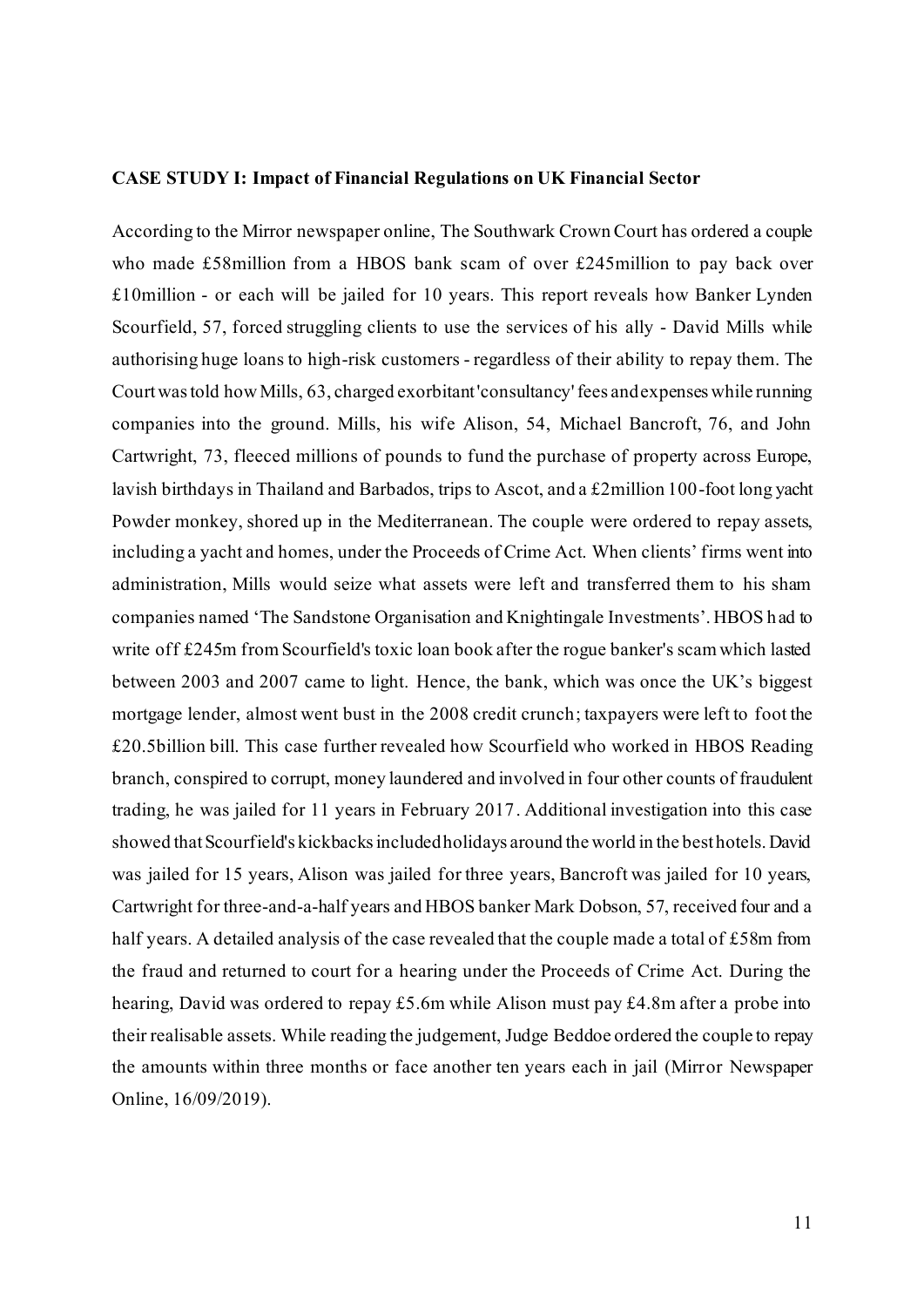**CASE STUDY I: Impact of Financial Regulations on UK Financial Sector**

According to the Mirror newspaper online, The Southwark Crown Court has ordered a couple who made £58million from a HBOS bank scam of over £245million to pay back over £10million - or each will be jailed for 10 years. This report reveals how Banker Lynden Scourfield, 57, forced struggling clients to use the services of his ally - David Mills while authorising huge loans to high-risk customers - regardless of their ability to repay them. The Court was told how Mills, 63, charged exorbitant 'consultancy' fees and expenses while running companies into the ground. Mills, his wife Alison, 54, Michael Bancroft, 76, and John Cartwright, 73, fleeced millions of pounds to fund the purchase of property across Europe, lavish birthdays in Thailand and Barbados, trips to Ascot, and a £2million 100-foot long yacht Powder monkey, shored up in the Mediterranean. The couple were ordered to repay assets, including a yacht and homes, under the Proceeds of Crime Act. When clients' firms went into administration, Mills would seize what assets were left and transferred them to his sham companies named 'The Sandstone Organisation and Knightingale Investments'. HBOS had to write off £245m from Scourfield's toxic loan book after the rogue banker's scam which lasted between 2003 and 2007 came to light. Hence, the bank, which was once the UK's biggest mortgage lender, almost went bust in the 2008 credit crunch; taxpayers were left to foot the £20.5billion bill. This case further revealed how Scourfield who worked in HBOS Reading branch, conspired to corrupt, money laundered and involved in four other counts of fraudulent trading, he was jailed for 11 years in February 2017. Additional investigation into this case showed that Scourfield's kickbacks included holidays around the world in the best hotels. David was jailed for 15 years, Alison was jailed for three years, Bancroft was jailed for 10 years, Cartwright for three-and-a-half years and HBOS banker Mark Dobson, 57, received four and a half years. A detailed analysis of the case revealed that the couple made a total of £58m from the fraud and returned to court for a hearing under the Proceeds of Crime Act. During the hearing, David was ordered to repay £5.6m while Alison must pay £4.8m after a probe into their realisable assets. While reading the judgement, Judge Beddoe ordered the couple to repay the amounts within three months or face another ten years each in jail (Mirror Newspaper Online, 16/09/2019).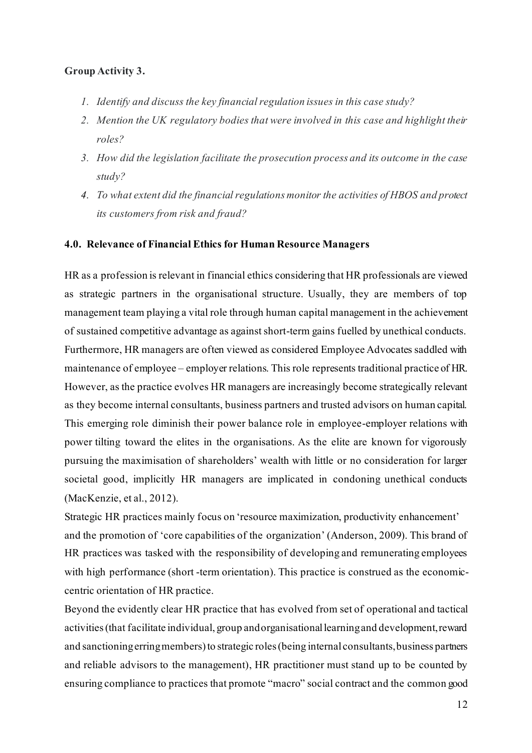**Group Activity 3.**

1. *Identify and discuss the key financial regulation issues in this case study?*
2. *Mention the UK regulatory bodies that were involved in this case and highlight their roles?*
3. *How did the legislation facilitate the prosecution process and its outcome in the case study?*
4. *To what extent did the financial regulations monitor the activities of HBOS and protect its customers from risk and fraud?*

### 4.0. Relevance of Financial Ethics for Human Resource Managers

HR as a profession is relevant in financial ethics considering that HR professionals are viewed as strategic partners in the organisational structure. Usually, they are members of top management team playing a vital role through human capital management in the achievement of sustained competitive advantage as against short-term gains fuelled by unethical conducts. Furthermore, HR managers are often viewed as considered Employee Advocates saddled with maintenance of employee – employer relations. This role represents traditional practice of HR. However, as the practice evolves HR managers are increasingly become strategically relevant as they become internal consultants, business partners and trusted advisors on human capital. This emerging role diminish their power balance role in employee-employer relations with power tilting toward the elites in the organisations. As the elite are known for vigorously pursuing the maximisation of shareholders' wealth with little or no consideration for larger societal good, implicitly HR managers are implicated in condoning unethical conducts (MacKenzie, et al., 2012).

Strategic HR practices mainly focus on 'resource maximization, productivity enhancement' and the promotion of 'core capabilities of the organization' (Anderson, 2009). This brand of HR practices was tasked with the responsibility of developing and remunerating employees with high performance (short -term orientation). This practice is construed as the economic-centric orientation of HR practice.

Beyond the evidently clear HR practice that has evolved from set of operational and tactical activities (that facilitate individual, group and organisational learning and development, reward and sanctioning erring members) to strategic roles (being internal consultants, business partners and reliable advisors to the management), HR practitioner must stand up to be counted by ensuring compliance to practices that promote "macro" social contract and the common good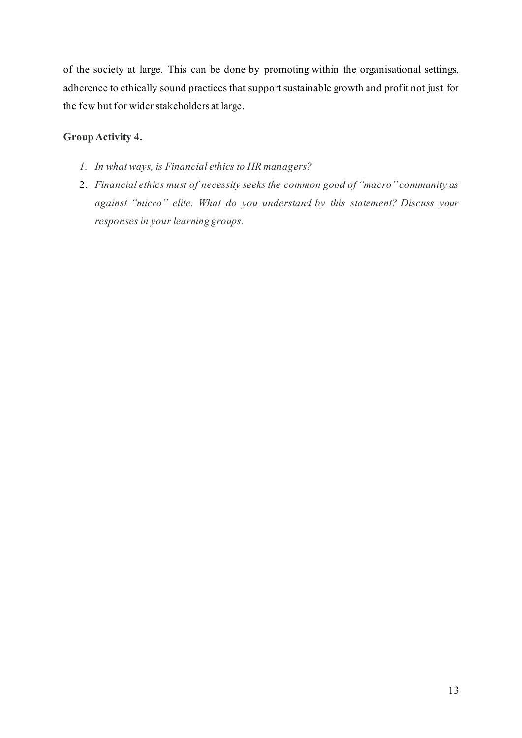of the society at large. This can be done by promoting within the organisational settings, adherence to ethically sound practices that support sustainable growth and profit not just for the few but for wider stakeholders at large.

**Group Activity 4.**

1. *In what ways, is Financial ethics to HR managers?*
2. *Financial ethics must of necessity seeks the common good of "macro" community as against "micro" elite. What do you understand by this statement? Discuss your responses in your learning groups.*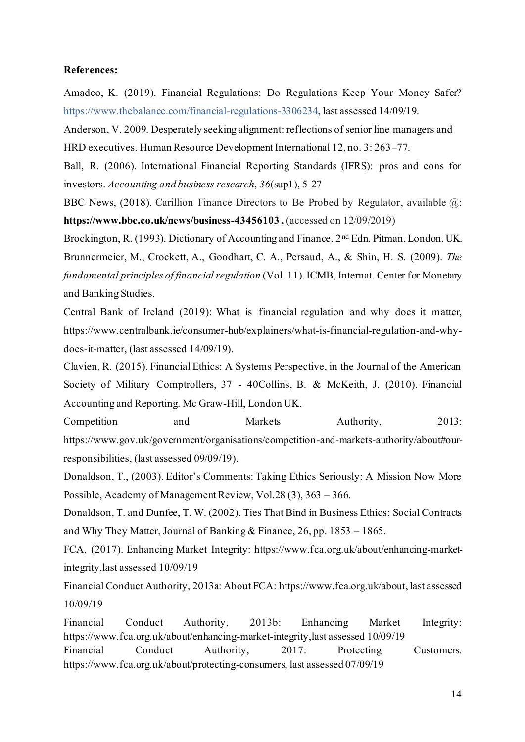**References:**

Amadeo, K. (2019). Financial Regulations: Do Regulations Keep Your Money Safer? https://www.thebalance.com/financial-regulations-3306234, last assessed 14/09/19.

Anderson, V. 2009. Desperately seeking alignment: reflections of senior line managers and HRD executives. Human Resource Development International 12, no. 3: 263–77.

Ball, R. (2006). International Financial Reporting Standards (IFRS): pros and cons for investors. *Accounting and business research*, *36*(sup1), 5-27

BBC News, (2018). Carillion Finance Directors to Be Probed by Regulator, available @: **https://www.bbc.co.uk/news/business-43456103 ,** (accessed on 12/09/2019)

Brockington, R. (1993). Dictionary of Accounting and Finance. 2nd Edn. Pitman, London. UK.

Brunnermeier, M., Crockett, A., Goodhart, C. A., Persaud, A., & Shin, H. S. (2009). *The fundamental principles of financial regulation* (Vol. 11). ICMB, Internat. Center for Monetary and Banking Studies.

Central Bank of Ireland (2019): What is financial regulation and why does it matter, https://www.centralbank.ie/consumer-hub/explainers/what-is-financial-regulation-and-why-does-it-matter, (last assessed 14/09/19).

Clavien, R. (2015). Financial Ethics: A Systems Perspective, in the Journal of the American Society of Military Comptrollers, 37 - 40Collins, B. & McKeith, J. (2010). Financial Accounting and Reporting. Mc Graw-Hill, London UK.

Competition and Markets Authority, 2013: https://www.gov.uk/government/organisations/competition-and-markets-authority/about#our-responsibilities, (last assessed 09/09/19).

Donaldson, T., (2003). Editor's Comments: Taking Ethics Seriously: A Mission Now More Possible, Academy of Management Review, Vol.28 (3), 363 – 366.

Donaldson, T. and Dunfee, T. W. (2002). Ties That Bind in Business Ethics: Social Contracts and Why They Matter, Journal of Banking & Finance, 26, pp. 1853 – 1865.

FCA, (2017). Enhancing Market Integrity: https://www.fca.org.uk/about/enhancing-market-integrity,last assessed 10/09/19

Financial Conduct Authority, 2013a: About FCA: https://www.fca.org.uk/about, last assessed 10/09/19

Financial Conduct Authority, 2013b: Enhancing Market Integrity: https://www.fca.org.uk/about/enhancing-market-integrity,last assessed 10/09/19

Financial Conduct Authority, 2017: Protecting Customers. https://www.fca.org.uk/about/protecting-consumers, last assessed 07/09/19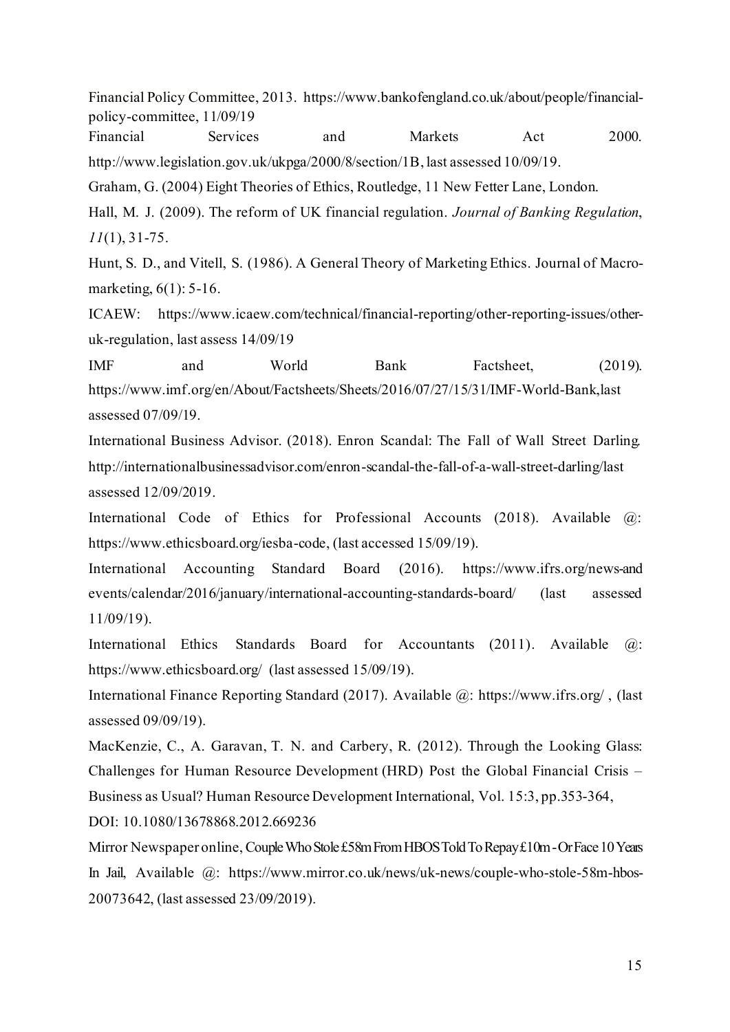Financial Policy Committee, 2013. https://www.bankofengland.co.uk/about/people/financial-policy-committee, 11/09/19

Financial Services and Markets Act 2000. http://www.legislation.gov.uk/ukpga/2000/8/section/1B, last assessed 10/09/19.

Graham, G. (2004) Eight Theories of Ethics, Routledge, 11 New Fetter Lane, London.

Hall, M. J. (2009). The reform of UK financial regulation. *Journal of Banking Regulation*, *11*(1), 31-75.

Hunt, S. D., and Vitell, S. (1986). A General Theory of Marketing Ethics. Journal of Macro-marketing, 6(1): 5-16.

ICAEW: https://www.icaew.com/technical/financial-reporting/other-reporting-issues/other-uk-regulation, last assess 14/09/19

IMF and World Bank Factsheet, (2019). https://www.imf.org/en/About/Factsheets/Sheets/2016/07/27/15/31/IMF-World-Bank,last assessed 07/09/19.

International Business Advisor. (2018). Enron Scandal: The Fall of Wall Street Darling. http://internationalbusinessadvisor.com/enron-scandal-the-fall-of-a-wall-street-darling/last assessed 12/09/2019.

International Code of Ethics for Professional Accounts (2018). Available @: https://www.ethicsboard.org/iesba-code, (last accessed 15/09/19).

International Accounting Standard Board (2016). https://www.ifrs.org/news-and events/calendar/2016/january/international-accounting-standards-board/ (last assessed 11/09/19).

International Ethics Standards Board for Accountants (2011). Available @: https://www.ethicsboard.org/ (last assessed 15/09/19).

International Finance Reporting Standard (2017). Available @: https://www.ifrs.org/ , (last assessed 09/09/19).

MacKenzie, C., A. Garavan, T. N. and Carbery, R. (2012). Through the Looking Glass: Challenges for Human Resource Development (HRD) Post the Global Financial Crisis – Business as Usual? Human Resource Development International, Vol. 15:3, pp.353-364, DOI: 10.1080/13678868.2012.669236

Mirror Newspaper online, Couple Who Stole £58m From HBOS Told To Repay £10m - Or Face 10 Years In Jail, Available @: https://www.mirror.co.uk/news/uk-news/couple-who-stole-58m-hbos-20073642, (last assessed 23/09/2019).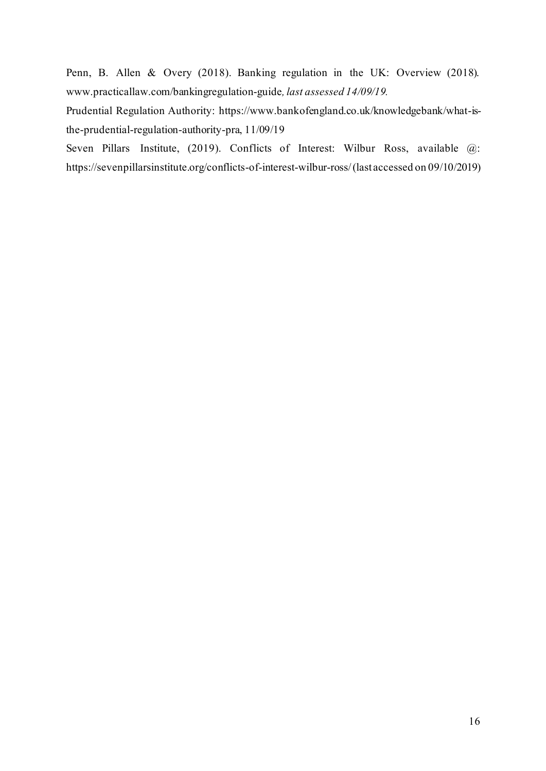Penn, B. Allen & Overy (2018). Banking regulation in the UK: Overview (2018). www.practicallaw.com/bankingregulation-guide*, last assessed 14/09/19.*

Prudential Regulation Authority: https://www.bankofengland.co.uk/knowledgebank/what-is-the-prudential-regulation-authority-pra, 11/09/19

Seven Pillars Institute, (2019). Conflicts of Interest: Wilbur Ross, available @: https://sevenpillarsinstitute.org/conflicts-of-interest-wilbur-ross/ (last accessed on 09/10/2019)